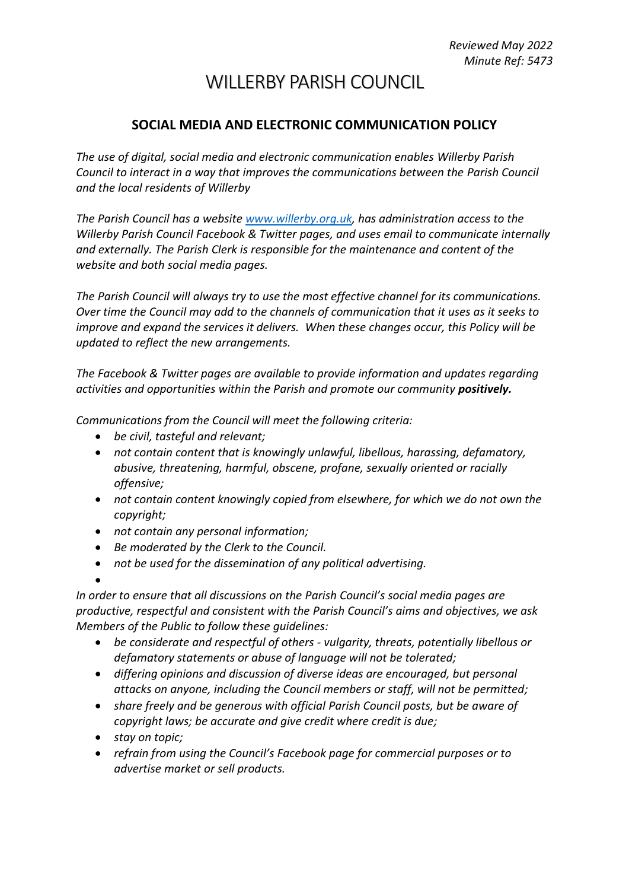*Reviewed May 2022*
*Minute Ref: 5473*

# WILLERBY PARISH COUNCIL

## SOCIAL MEDIA AND ELECTRONIC COMMUNICATION POLICY

*The use of digital, social media and electronic communication enables Willerby Parish Council to interact in a way that improves the communications between the Parish Council and the local residents of Willerby*

*The Parish Council has a website [www.willerby.org.uk](http://www.willerby.org.uk), has administration access to the Willerby Parish Council Facebook & Twitter pages, and uses email to communicate internally and externally. The Parish Clerk is responsible for the maintenance and content of the website and both social media pages.*

*The Parish Council will always try to use the most effective channel for its communications. Over time the Council may add to the channels of communication that it uses as it seeks to improve and expand the services it delivers. When these changes occur, this Policy will be updated to reflect the new arrangements.*

*The Facebook & Twitter pages are available to provide information and updates regarding activities and opportunities within the Parish and promote our community **positively.***

*Communications from the Council will meet the following criteria:*

- *be civil, tasteful and relevant;*
- *not contain content that is knowingly unlawful, libellous, harassing, defamatory, abusive, threatening, harmful, obscene, profane, sexually oriented or racially offensive;*
- *not contain content knowingly copied from elsewhere, for which we do not own the copyright;*
- *not contain any personal information;*
- *Be moderated by the Clerk to the Council.*
- *not be used for the dissemination of any political advertising.*

*In order to ensure that all discussions on the Parish Council's social media pages are productive, respectful and consistent with the Parish Council's aims and objectives, we ask Members of the Public to follow these guidelines:*

- *be considerate and respectful of others - vulgarity, threats, potentially libellous or defamatory statements or abuse of language will not be tolerated;*
- *differing opinions and discussion of diverse ideas are encouraged, but personal attacks on anyone, including the Council members or staff, will not be permitted;*
- *share freely and be generous with official Parish Council posts, but be aware of copyright laws; be accurate and give credit where credit is due;*
- *stay on topic;*
- *refrain from using the Council's Facebook page for commercial purposes or to advertise market or sell products.*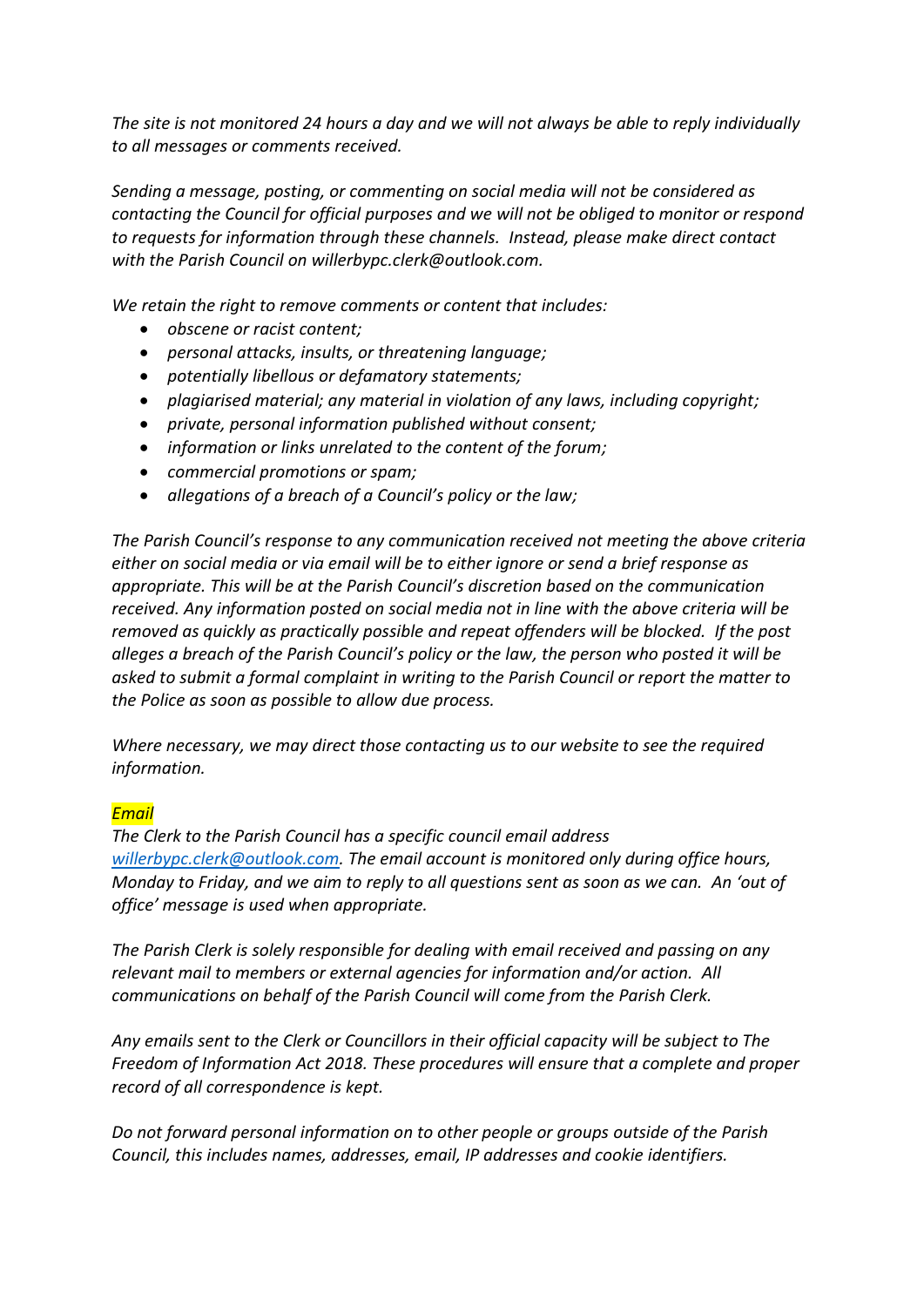*The site is not monitored 24 hours a day and we will not always be able to reply individually to all messages or comments received.*

*Sending a message, posting, or commenting on social media will not be considered as contacting the Council for official purposes and we will not be obliged to monitor or respond to requests for information through these channels. Instead, please make direct contact with the Parish Council on willerbypc.clerk@outlook.com.*

*We retain the right to remove comments or content that includes:*

- *obscene or racist content;*
- *personal attacks, insults, or threatening language;*
- *potentially libellous or defamatory statements;*
- *plagiarised material; any material in violation of any laws, including copyright;*
- *private, personal information published without consent;*
- *information or links unrelated to the content of the forum;*
- *commercial promotions or spam;*
- *allegations of a breach of a Council's policy or the law;*

*The Parish Council's response to any communication received not meeting the above criteria either on social media or via email will be to either ignore or send a brief response as appropriate. This will be at the Parish Council's discretion based on the communication received. Any information posted on social media not in line with the above criteria will be removed as quickly as practically possible and repeat offenders will be blocked. If the post alleges a breach of the Parish Council's policy or the law, the person who posted it will be asked to submit a formal complaint in writing to the Parish Council or report the matter to the Police as soon as possible to allow due process.*

*Where necessary, we may direct those contacting us to our website to see the required information.*

*Email*

*The Clerk to the Parish Council has a specific council email address willerbypc.clerk@outlook.com. The email account is monitored only during office hours, Monday to Friday, and we aim to reply to all questions sent as soon as we can. An 'out of office' message is used when appropriate.*

*The Parish Clerk is solely responsible for dealing with email received and passing on any relevant mail to members or external agencies for information and/or action. All communications on behalf of the Parish Council will come from the Parish Clerk.*

*Any emails sent to the Clerk or Councillors in their official capacity will be subject to The Freedom of Information Act 2018. These procedures will ensure that a complete and proper record of all correspondence is kept.*

*Do not forward personal information on to other people or groups outside of the Parish Council, this includes names, addresses, email, IP addresses and cookie identifiers.*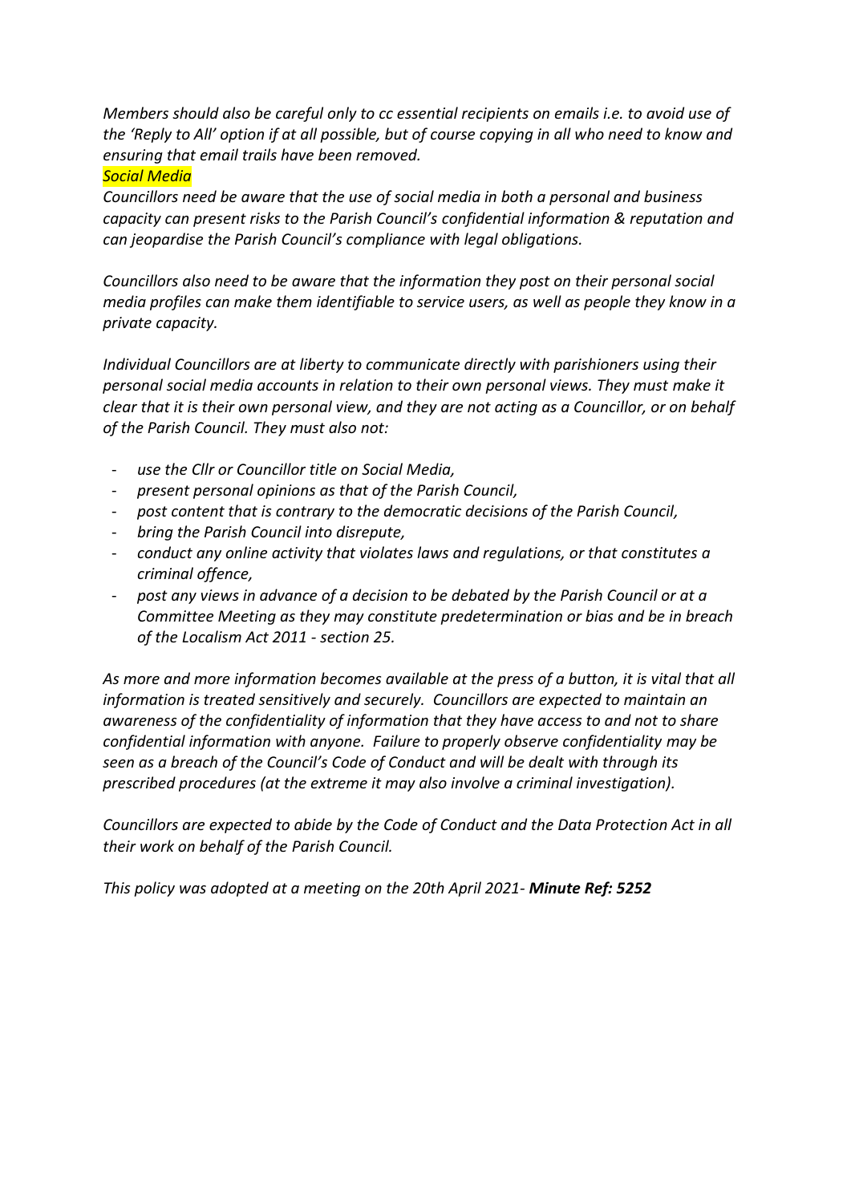*Members should also be careful only to cc essential recipients on emails i.e. to avoid use of the 'Reply to All' option if at all possible, but of course copying in all who need to know and ensuring that email trails have been removed.*

*Social Media*

*Councillors need be aware that the use of social media in both a personal and business capacity can present risks to the Parish Council's confidential information & reputation and can jeopardise the Parish Council's compliance with legal obligations.*

*Councillors also need to be aware that the information they post on their personal social media profiles can make them identifiable to service users, as well as people they know in a private capacity.*

*Individual Councillors are at liberty to communicate directly with parishioners using their personal social media accounts in relation to their own personal views. They must make it clear that it is their own personal view, and they are not acting as a Councillor, or on behalf of the Parish Council. They must also not:*

- *use the Cllr or Councillor title on Social Media,*
- *present personal opinions as that of the Parish Council,*
- *post content that is contrary to the democratic decisions of the Parish Council,*
- *bring the Parish Council into disrepute,*
- *conduct any online activity that violates laws and regulations, or that constitutes a criminal offence,*
- *post any views in advance of a decision to be debated by the Parish Council or at a Committee Meeting as they may constitute predetermination or bias and be in breach of the Localism Act 2011 - section 25.*

*As more and more information becomes available at the press of a button, it is vital that all information is treated sensitively and securely. Councillors are expected to maintain an awareness of the confidentiality of information that they have access to and not to share confidential information with anyone. Failure to properly observe confidentiality may be seen as a breach of the Council's Code of Conduct and will be dealt with through its prescribed procedures (at the extreme it may also involve a criminal investigation).*

*Councillors are expected to abide by the Code of Conduct and the Data Protection Act in all their work on behalf of the Parish Council.*

*This policy was adopted at a meeting on the 20th April 2021- **Minute Ref: 5252***